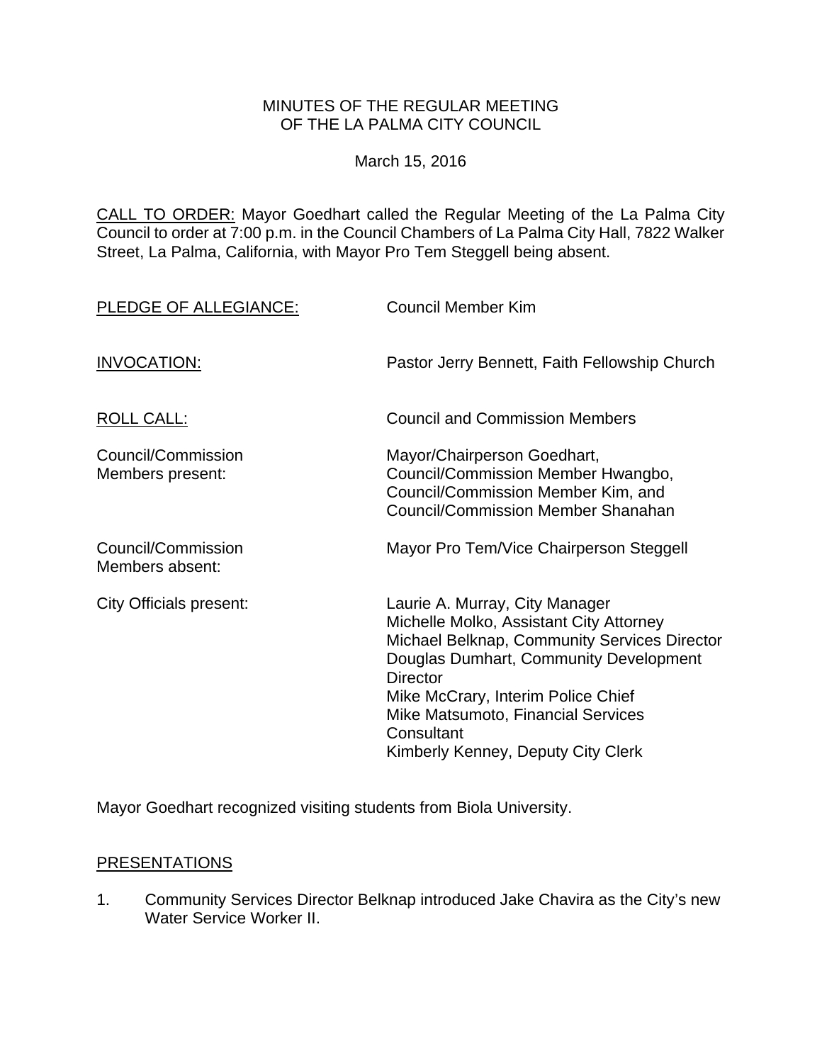MINUTES OF THE REGULAR MEETING
OF THE LA PALMA CITY COUNCIL

March 15, 2016

CALL TO ORDER: Mayor Goedhart called the Regular Meeting of the La Palma City Council to order at 7:00 p.m. in the Council Chambers of La Palma City Hall, 7822 Walker Street, La Palma, California, with Mayor Pro Tem Steggell being absent.

| | |
|---|---|
| PLEDGE OF ALLEGIANCE: | Council Member Kim |
| INVOCATION: | Pastor Jerry Bennett, Faith Fellowship Church |
| ROLL CALL: | Council and Commission Members |
| Council/Commission Members present: | Mayor/Chairperson Goedhart, Council/Commission Member Hwangbo, Council/Commission Member Kim, and Council/Commission Member Shanahan |
| Council/Commission Members absent: | Mayor Pro Tem/Vice Chairperson Steggell |
| City Officials present: | Laurie A. Murray, City Manager<br>Michelle Molko, Assistant City Attorney<br>Michael Belknap, Community Services Director<br>Douglas Dumhart, Community Development Director<br>Mike McCrary, Interim Police Chief<br>Mike Matsumoto, Financial Services Consultant<br>Kimberly Kenney, Deputy City Clerk |

Mayor Goedhart recognized visiting students from Biola University.

## PRESENTATIONS

1. Community Services Director Belknap introduced Jake Chavira as the City's new Water Service Worker II.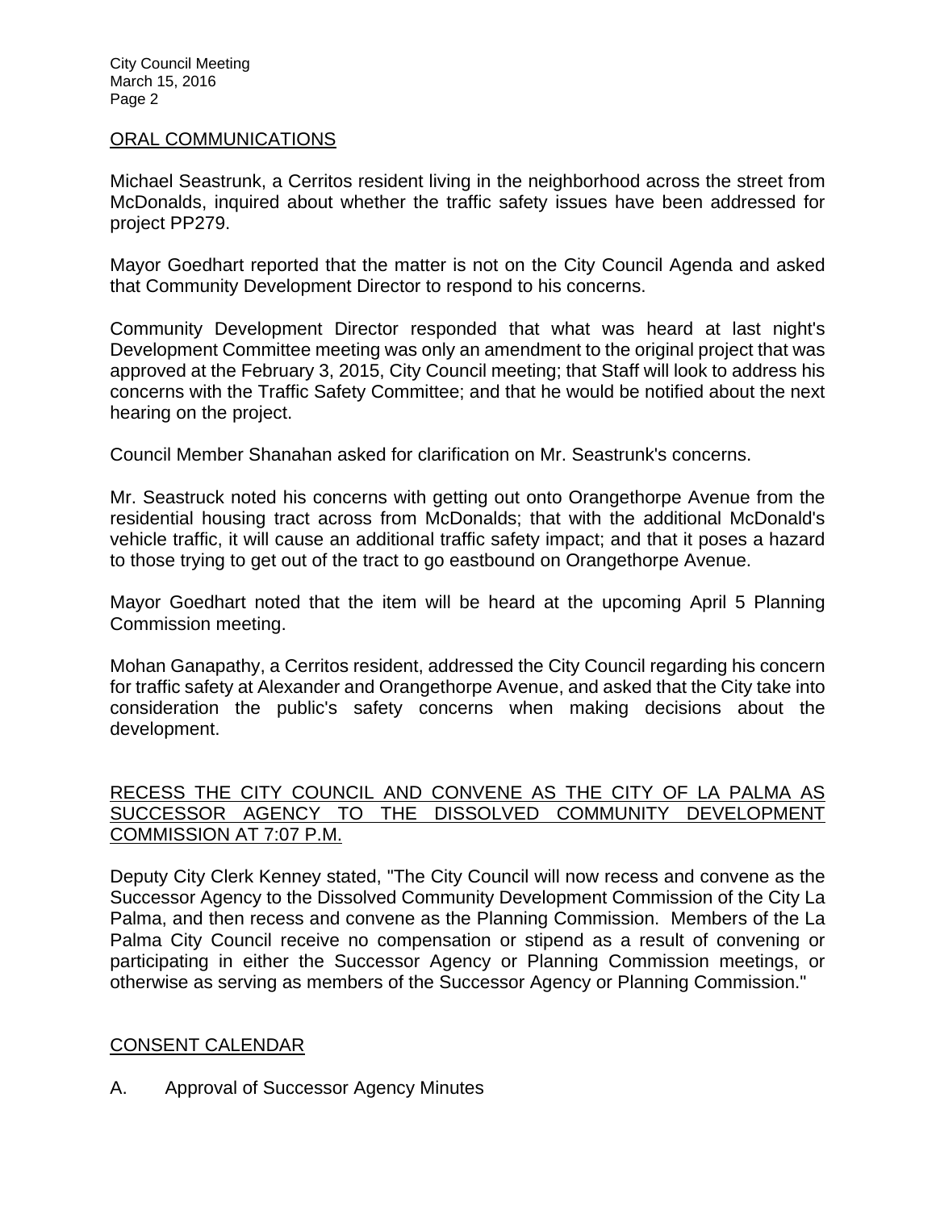## ORAL COMMUNICATIONS

Michael Seastrunk, a Cerritos resident living in the neighborhood across the street from McDonalds, inquired about whether the traffic safety issues have been addressed for project PP279.

Mayor Goedhart reported that the matter is not on the City Council Agenda and asked that Community Development Director to respond to his concerns.

Community Development Director responded that what was heard at last night's Development Committee meeting was only an amendment to the original project that was approved at the February 3, 2015, City Council meeting; that Staff will look to address his concerns with the Traffic Safety Committee; and that he would be notified about the next hearing on the project.

Council Member Shanahan asked for clarification on Mr. Seastrunk's concerns.

Mr. Seastruck noted his concerns with getting out onto Orangethorpe Avenue from the residential housing tract across from McDonalds; that with the additional McDonald's vehicle traffic, it will cause an additional traffic safety impact; and that it poses a hazard to those trying to get out of the tract to go eastbound on Orangethorpe Avenue.

Mayor Goedhart noted that the item will be heard at the upcoming April 5 Planning Commission meeting.

Mohan Ganapathy, a Cerritos resident, addressed the City Council regarding his concern for traffic safety at Alexander and Orangethorpe Avenue, and asked that the City take into consideration the public's safety concerns when making decisions about the development.

## RECESS THE CITY COUNCIL AND CONVENE AS THE CITY OF LA PALMA AS SUCCESSOR AGENCY TO THE DISSOLVED COMMUNITY DEVELOPMENT COMMISSION AT 7:07 P.M.

Deputy City Clerk Kenney stated, "The City Council will now recess and convene as the Successor Agency to the Dissolved Community Development Commission of the City La Palma, and then recess and convene as the Planning Commission. Members of the La Palma City Council receive no compensation or stipend as a result of convening or participating in either the Successor Agency or Planning Commission meetings, or otherwise as serving as members of the Successor Agency or Planning Commission."

## CONSENT CALENDAR

A. Approval of Successor Agency Minutes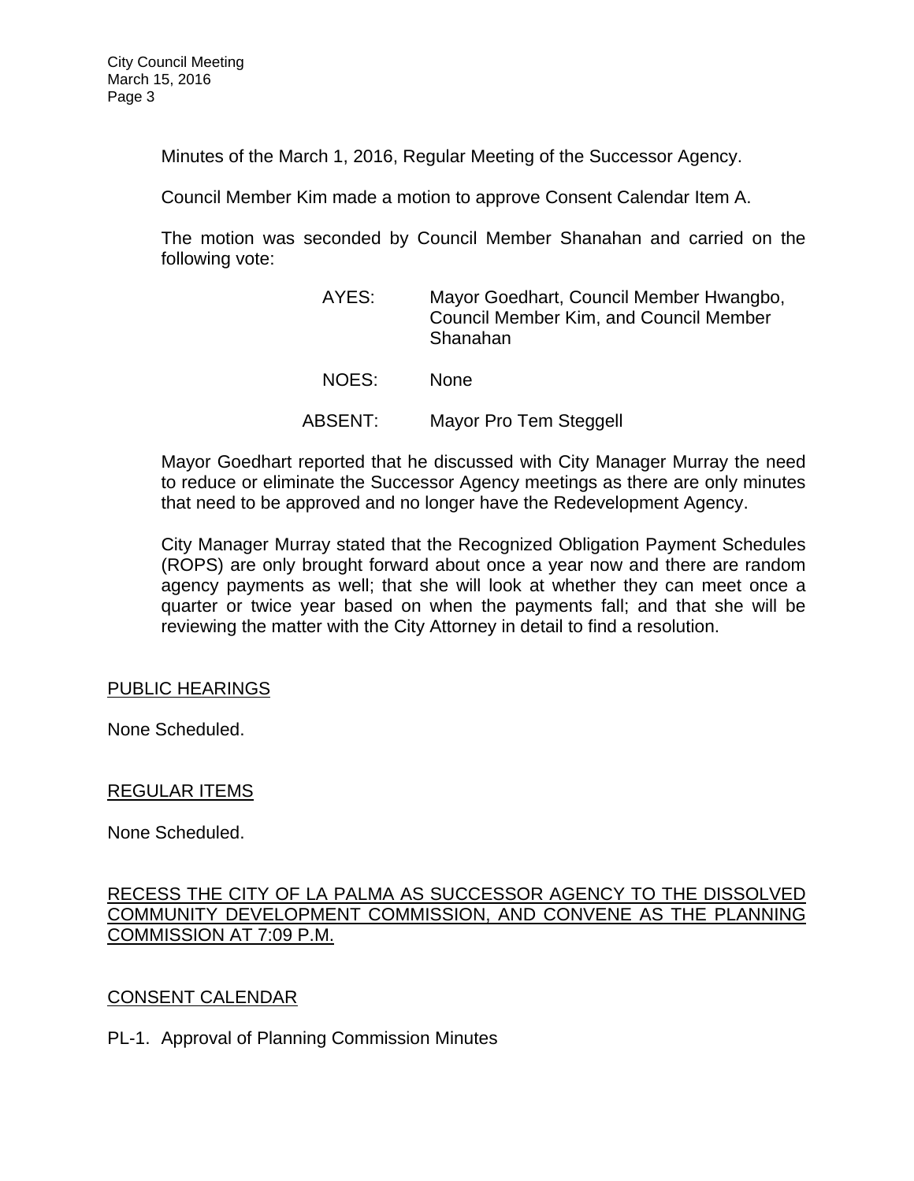Minutes of the March 1, 2016, Regular Meeting of the Successor Agency.

Council Member Kim made a motion to approve Consent Calendar Item A.

The motion was seconded by Council Member Shanahan and carried on the following vote:

AYES: Mayor Goedhart, Council Member Hwangbo, Council Member Kim, and Council Member Shanahan

NOES: None

ABSENT: Mayor Pro Tem Steggell

Mayor Goedhart reported that he discussed with City Manager Murray the need to reduce or eliminate the Successor Agency meetings as there are only minutes that need to be approved and no longer have the Redevelopment Agency.

City Manager Murray stated that the Recognized Obligation Payment Schedules (ROPS) are only brought forward about once a year now and there are random agency payments as well; that she will look at whether they can meet once a quarter or twice year based on when the payments fall; and that she will be reviewing the matter with the City Attorney in detail to find a resolution.

PUBLIC HEARINGS

None Scheduled.

REGULAR ITEMS

None Scheduled.

RECESS THE CITY OF LA PALMA AS SUCCESSOR AGENCY TO THE DISSOLVED COMMUNITY DEVELOPMENT COMMISSION, AND CONVENE AS THE PLANNING COMMISSION AT 7:09 P.M.

CONSENT CALENDAR

PL-1. Approval of Planning Commission Minutes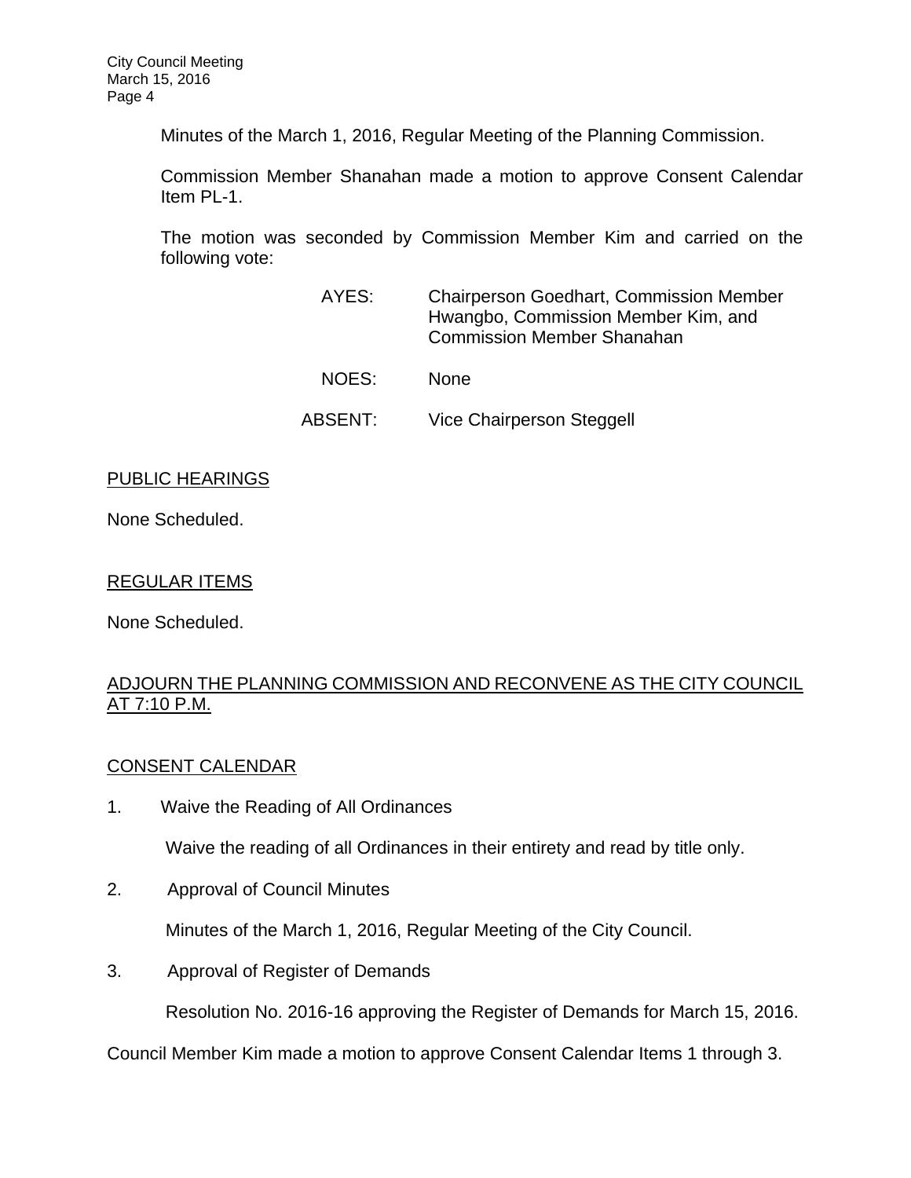Minutes of the March 1, 2016, Regular Meeting of the Planning Commission.

Commission Member Shanahan made a motion to approve Consent Calendar Item PL-1.

The motion was seconded by Commission Member Kim and carried on the following vote:

AYES: Chairperson Goedhart, Commission Member Hwangbo, Commission Member Kim, and Commission Member Shanahan

NOES: None

ABSENT: Vice Chairperson Steggell

PUBLIC HEARINGS

None Scheduled.

REGULAR ITEMS

None Scheduled.

ADJOURN THE PLANNING COMMISSION AND RECONVENE AS THE CITY COUNCIL AT 7:10 P.M.

CONSENT CALENDAR

1. Waive the Reading of All Ordinances

   Waive the reading of all Ordinances in their entirety and read by title only.

2. Approval of Council Minutes

   Minutes of the March 1, 2016, Regular Meeting of the City Council.

3. Approval of Register of Demands

   Resolution No. 2016-16 approving the Register of Demands for March 15, 2016.

Council Member Kim made a motion to approve Consent Calendar Items 1 through 3.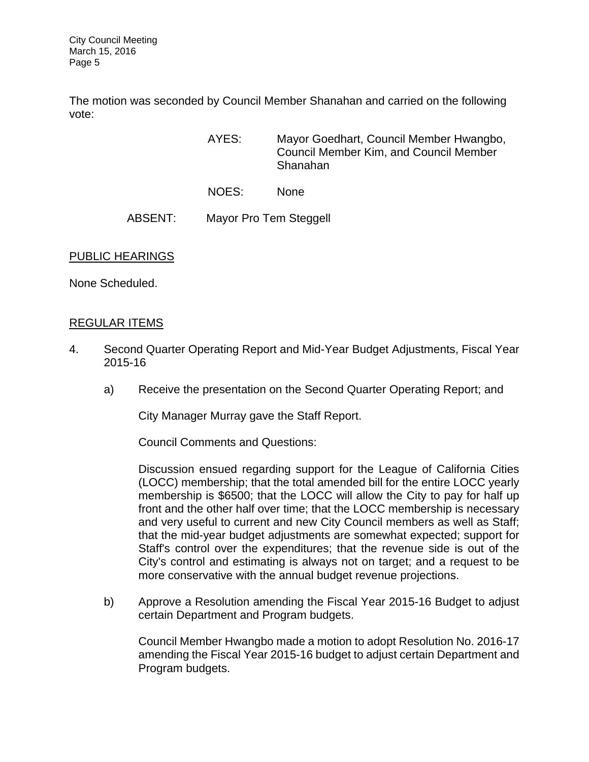The motion was seconded by Council Member Shanahan and carried on the following vote:

AYES: Mayor Goedhart, Council Member Hwangbo, Council Member Kim, and Council Member Shanahan

NOES: None

ABSENT: Mayor Pro Tem Steggell

PUBLIC HEARINGS

None Scheduled.

REGULAR ITEMS

4. Second Quarter Operating Report and Mid-Year Budget Adjustments, Fiscal Year 2015-16

   a) Receive the presentation on the Second Quarter Operating Report; and

   City Manager Murray gave the Staff Report.

   Council Comments and Questions:

   Discussion ensued regarding support for the League of California Cities (LOCC) membership; that the total amended bill for the entire LOCC yearly membership is $6500; that the LOCC will allow the City to pay for half up front and the other half over time; that the LOCC membership is necessary and very useful to current and new City Council members as well as Staff; that the mid-year budget adjustments are somewhat expected; support for Staff's control over the expenditures; that the revenue side is out of the City's control and estimating is always not on target; and a request to be more conservative with the annual budget revenue projections.

   b) Approve a Resolution amending the Fiscal Year 2015-16 Budget to adjust certain Department and Program budgets.

   Council Member Hwangbo made a motion to adopt Resolution No. 2016-17 amending the Fiscal Year 2015-16 budget to adjust certain Department and Program budgets.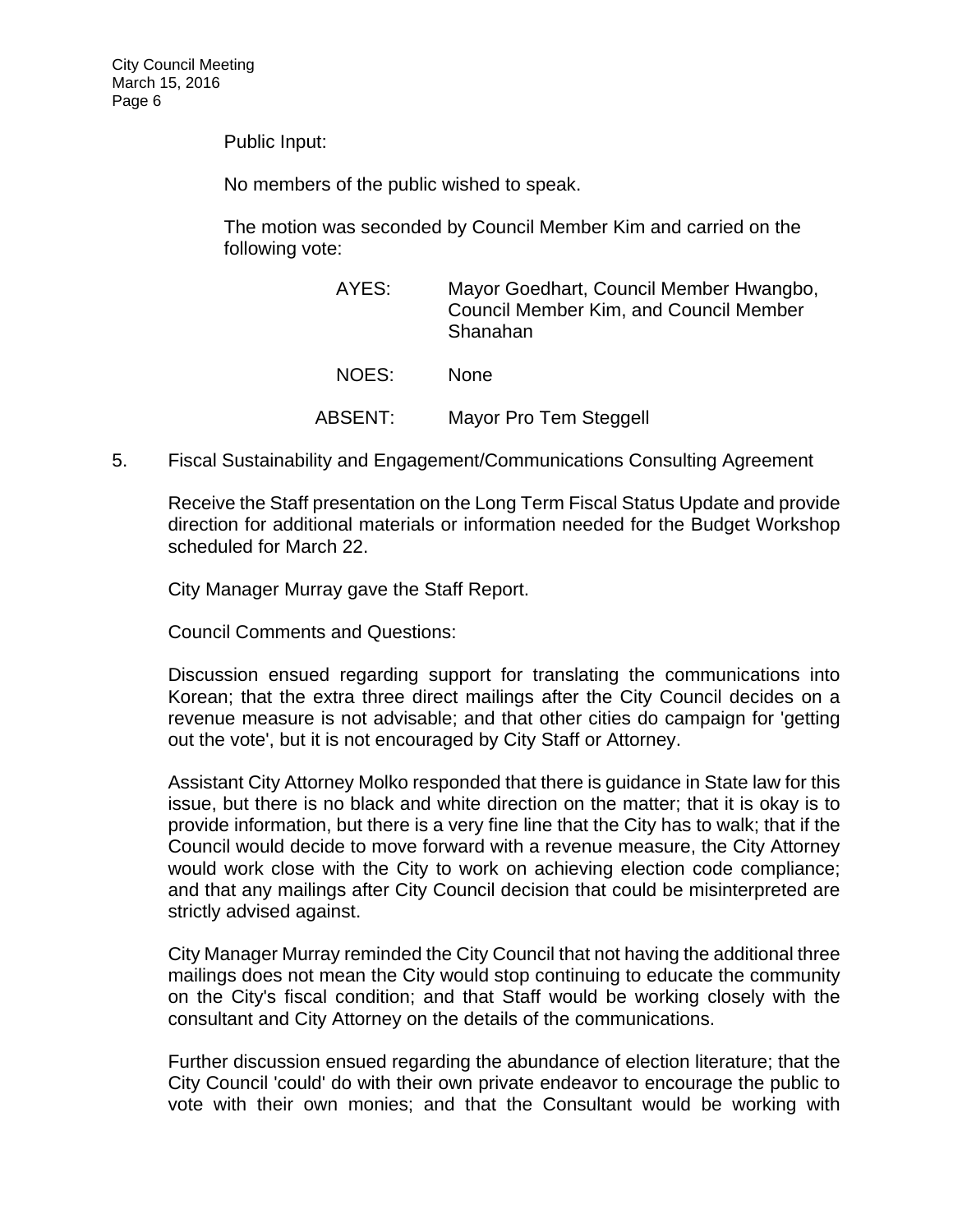Public Input:

No members of the public wished to speak.

The motion was seconded by Council Member Kim and carried on the following vote:

| | |
|---|---|
| AYES: | Mayor Goedhart, Council Member Hwangbo, Council Member Kim, and Council Member Shanahan |
| NOES: | None |
| ABSENT: | Mayor Pro Tem Steggell |

5. Fiscal Sustainability and Engagement/Communications Consulting Agreement

Receive the Staff presentation on the Long Term Fiscal Status Update and provide direction for additional materials or information needed for the Budget Workshop scheduled for March 22.

City Manager Murray gave the Staff Report.

Council Comments and Questions:

Discussion ensued regarding support for translating the communications into Korean; that the extra three direct mailings after the City Council decides on a revenue measure is not advisable; and that other cities do campaign for 'getting out the vote', but it is not encouraged by City Staff or Attorney.

Assistant City Attorney Molko responded that there is guidance in State law for this issue, but there is no black and white direction on the matter; that it is okay is to provide information, but there is a very fine line that the City has to walk; that if the Council would decide to move forward with a revenue measure, the City Attorney would work close with the City to work on achieving election code compliance; and that any mailings after City Council decision that could be misinterpreted are strictly advised against.

City Manager Murray reminded the City Council that not having the additional three mailings does not mean the City would stop continuing to educate the community on the City's fiscal condition; and that Staff would be working closely with the consultant and City Attorney on the details of the communications.

Further discussion ensued regarding the abundance of election literature; that the City Council 'could' do with their own private endeavor to encourage the public to vote with their own monies; and that the Consultant would be working with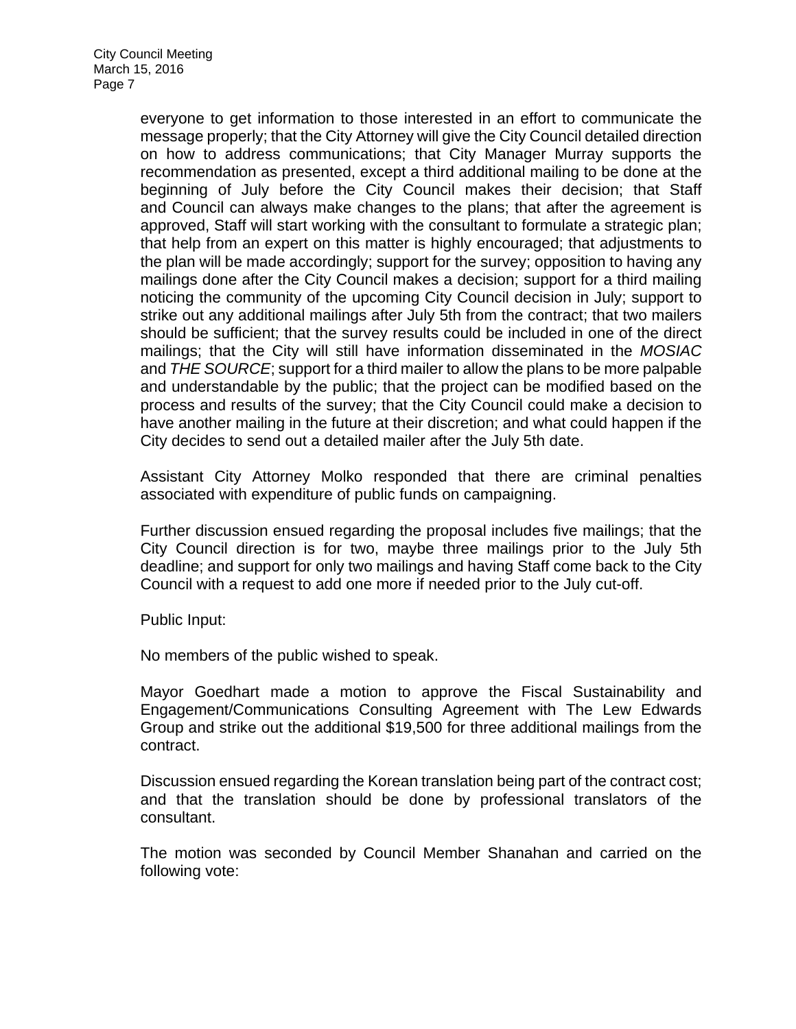everyone to get information to those interested in an effort to communicate the message properly; that the City Attorney will give the City Council detailed direction on how to address communications; that City Manager Murray supports the recommendation as presented, except a third additional mailing to be done at the beginning of July before the City Council makes their decision; that Staff and Council can always make changes to the plans; that after the agreement is approved, Staff will start working with the consultant to formulate a strategic plan; that help from an expert on this matter is highly encouraged; that adjustments to the plan will be made accordingly; support for the survey; opposition to having any mailings done after the City Council makes a decision; support for a third mailing noticing the community of the upcoming City Council decision in July; support to strike out any additional mailings after July 5th from the contract; that two mailers should be sufficient; that the survey results could be included in one of the direct mailings; that the City will still have information disseminated in the *MOSIAC* and *THE SOURCE*; support for a third mailer to allow the plans to be more palpable and understandable by the public; that the project can be modified based on the process and results of the survey; that the City Council could make a decision to have another mailing in the future at their discretion; and what could happen if the City decides to send out a detailed mailer after the July 5th date.

Assistant City Attorney Molko responded that there are criminal penalties associated with expenditure of public funds on campaigning.

Further discussion ensued regarding the proposal includes five mailings; that the City Council direction is for two, maybe three mailings prior to the July 5th deadline; and support for only two mailings and having Staff come back to the City Council with a request to add one more if needed prior to the July cut-off.

Public Input:

No members of the public wished to speak.

Mayor Goedhart made a motion to approve the Fiscal Sustainability and Engagement/Communications Consulting Agreement with The Lew Edwards Group and strike out the additional $19,500 for three additional mailings from the contract.

Discussion ensued regarding the Korean translation being part of the contract cost; and that the translation should be done by professional translators of the consultant.

The motion was seconded by Council Member Shanahan and carried on the following vote: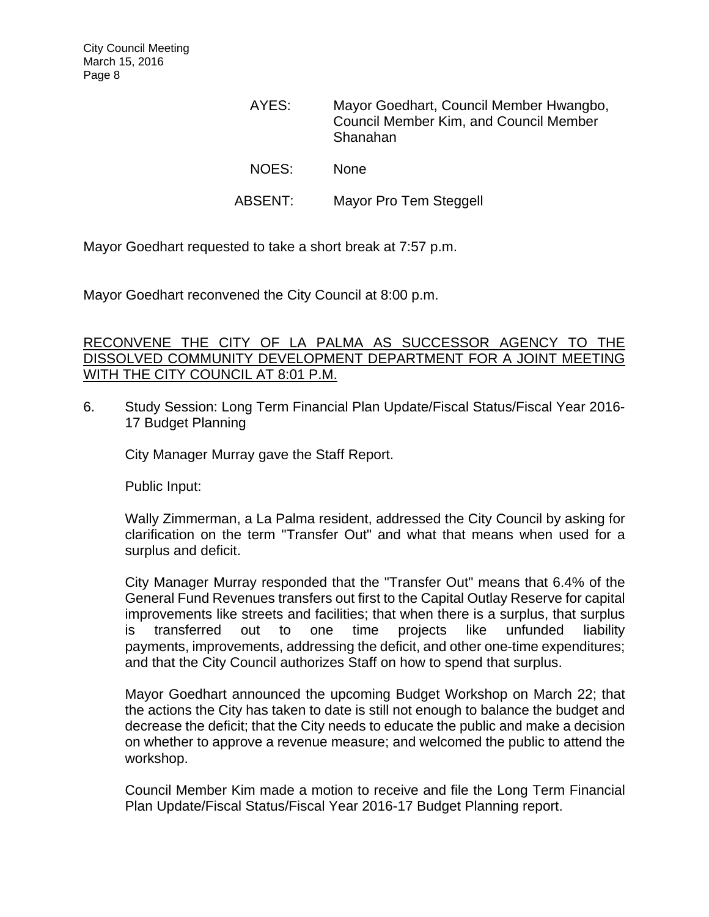| | |
|---|---|
| AYES: | Mayor Goedhart, Council Member Hwangbo, Council Member Kim, and Council Member Shanahan |
| NOES: | None |
| ABSENT: | Mayor Pro Tem Steggell |

Mayor Goedhart requested to take a short break at 7:57 p.m.

Mayor Goedhart reconvened the City Council at 8:00 p.m.

<u>RECONVENE THE CITY OF LA PALMA AS SUCCESSOR AGENCY TO THE DISSOLVED COMMUNITY DEVELOPMENT DEPARTMENT FOR A JOINT MEETING WITH THE CITY COUNCIL AT 8:01 P.M.</u>

6. Study Session: Long Term Financial Plan Update/Fiscal Status/Fiscal Year 2016-17 Budget Planning

   City Manager Murray gave the Staff Report.

   Public Input:

   Wally Zimmerman, a La Palma resident, addressed the City Council by asking for clarification on the term "Transfer Out" and what that means when used for a surplus and deficit.

   City Manager Murray responded that the "Transfer Out" means that 6.4% of the General Fund Revenues transfers out first to the Capital Outlay Reserve for capital improvements like streets and facilities; that when there is a surplus, that surplus is transferred out to one time projects like unfunded liability payments, improvements, addressing the deficit, and other one-time expenditures; and that the City Council authorizes Staff on how to spend that surplus.

   Mayor Goedhart announced the upcoming Budget Workshop on March 22; that the actions the City has taken to date is still not enough to balance the budget and decrease the deficit; that the City needs to educate the public and make a decision on whether to approve a revenue measure; and welcomed the public to attend the workshop.

   Council Member Kim made a motion to receive and file the Long Term Financial Plan Update/Fiscal Status/Fiscal Year 2016-17 Budget Planning report.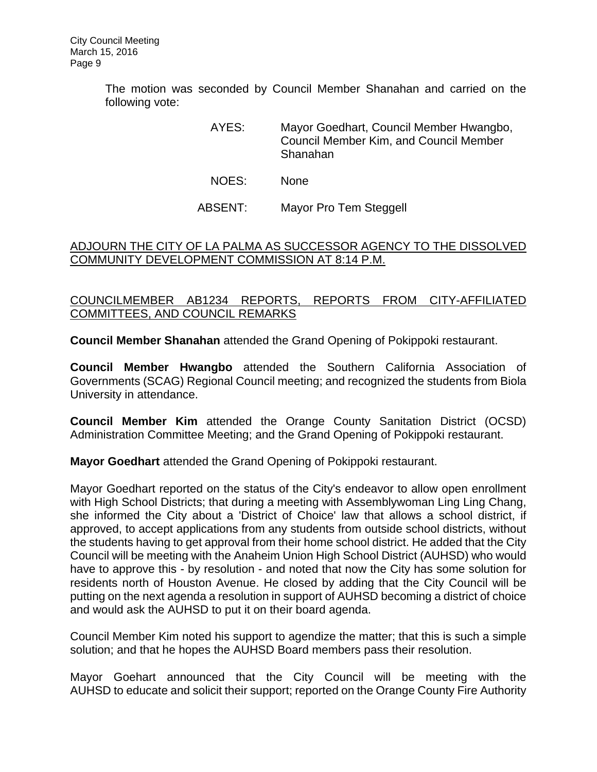The motion was seconded by Council Member Shanahan and carried on the following vote:

AYES: Mayor Goedhart, Council Member Hwangbo, Council Member Kim, and Council Member Shanahan

NOES: None

ABSENT: Mayor Pro Tem Steggell

ADJOURN THE CITY OF LA PALMA AS SUCCESSOR AGENCY TO THE DISSOLVED COMMUNITY DEVELOPMENT COMMISSION AT 8:14 P.M.

COUNCILMEMBER AB1234 REPORTS, REPORTS FROM CITY-AFFILIATED COMMITTEES, AND COUNCIL REMARKS

**Council Member Shanahan** attended the Grand Opening of Pokippoki restaurant.

**Council Member Hwangbo** attended the Southern California Association of Governments (SCAG) Regional Council meeting; and recognized the students from Biola University in attendance.

**Council Member Kim** attended the Orange County Sanitation District (OCSD) Administration Committee Meeting; and the Grand Opening of Pokippoki restaurant.

**Mayor Goedhart** attended the Grand Opening of Pokippoki restaurant.

Mayor Goedhart reported on the status of the City's endeavor to allow open enrollment with High School Districts; that during a meeting with Assemblywoman Ling Ling Chang, she informed the City about a 'District of Choice' law that allows a school district, if approved, to accept applications from any students from outside school districts, without the students having to get approval from their home school district. He added that the City Council will be meeting with the Anaheim Union High School District (AUHSD) who would have to approve this - by resolution - and noted that now the City has some solution for residents north of Houston Avenue. He closed by adding that the City Council will be putting on the next agenda a resolution in support of AUHSD becoming a district of choice and would ask the AUHSD to put it on their board agenda.

Council Member Kim noted his support to agendize the matter; that this is such a simple solution; and that he hopes the AUHSD Board members pass their resolution.

Mayor Goehart announced that the City Council will be meeting with the AUHSD to educate and solicit their support; reported on the Orange County Fire Authority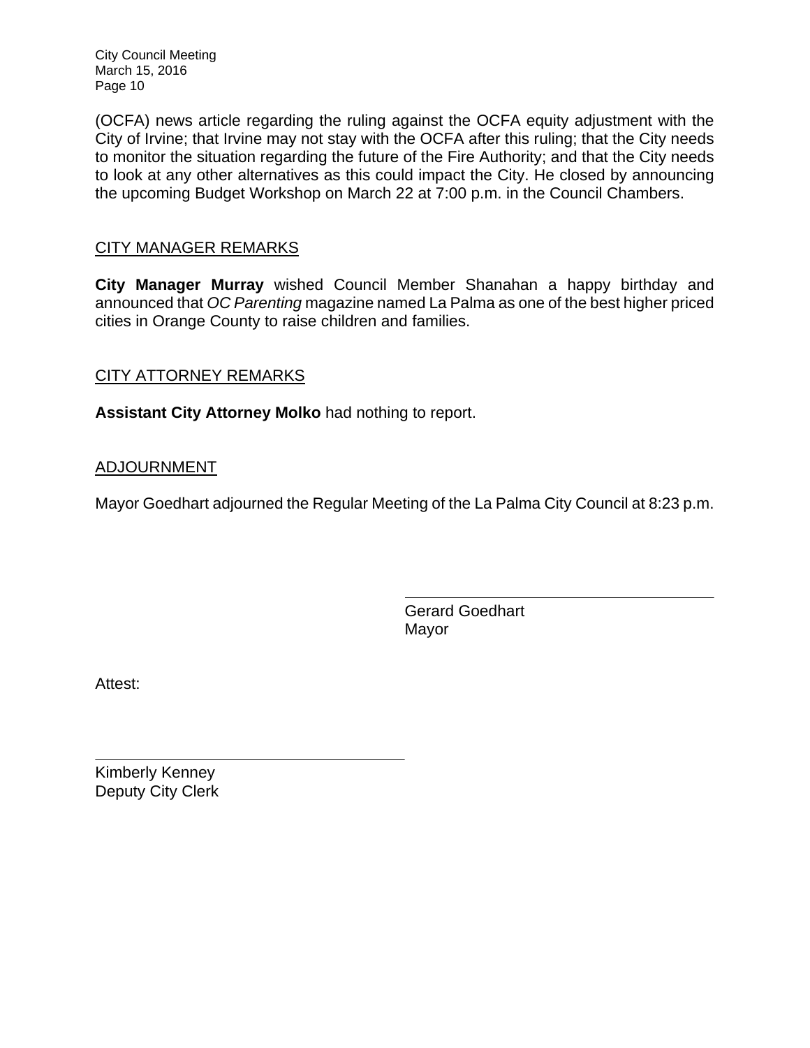(OCFA) news article regarding the ruling against the OCFA equity adjustment with the City of Irvine; that Irvine may not stay with the OCFA after this ruling; that the City needs to monitor the situation regarding the future of the Fire Authority; and that the City needs to look at any other alternatives as this could impact the City. He closed by announcing the upcoming Budget Workshop on March 22 at 7:00 p.m. in the Council Chambers.

## CITY MANAGER REMARKS

**City Manager Murray** wished Council Member Shanahan a happy birthday and announced that *OC Parenting* magazine named La Palma as one of the best higher priced cities in Orange County to raise children and families.

## CITY ATTORNEY REMARKS

**Assistant City Attorney Molko** had nothing to report.

## ADJOURNMENT

Mayor Goedhart adjourned the Regular Meeting of the La Palma City Council at 8:23 p.m.

\_\_\_\_\_\_\_\_\_\_\_\_\_\_\_\_\_\_\_\_\_\_\_\_\_\_\_\_\_\_\_\_\_\_\_\_\_\_
Gerard Goedhart
Mayor

Attest:

\_\_\_\_\_\_\_\_\_\_\_\_\_\_\_\_\_\_\_\_\_\_\_\_\_\_\_\_\_\_\_\_\_\_\_\_\_\_
Kimberly Kenney
Deputy City Clerk